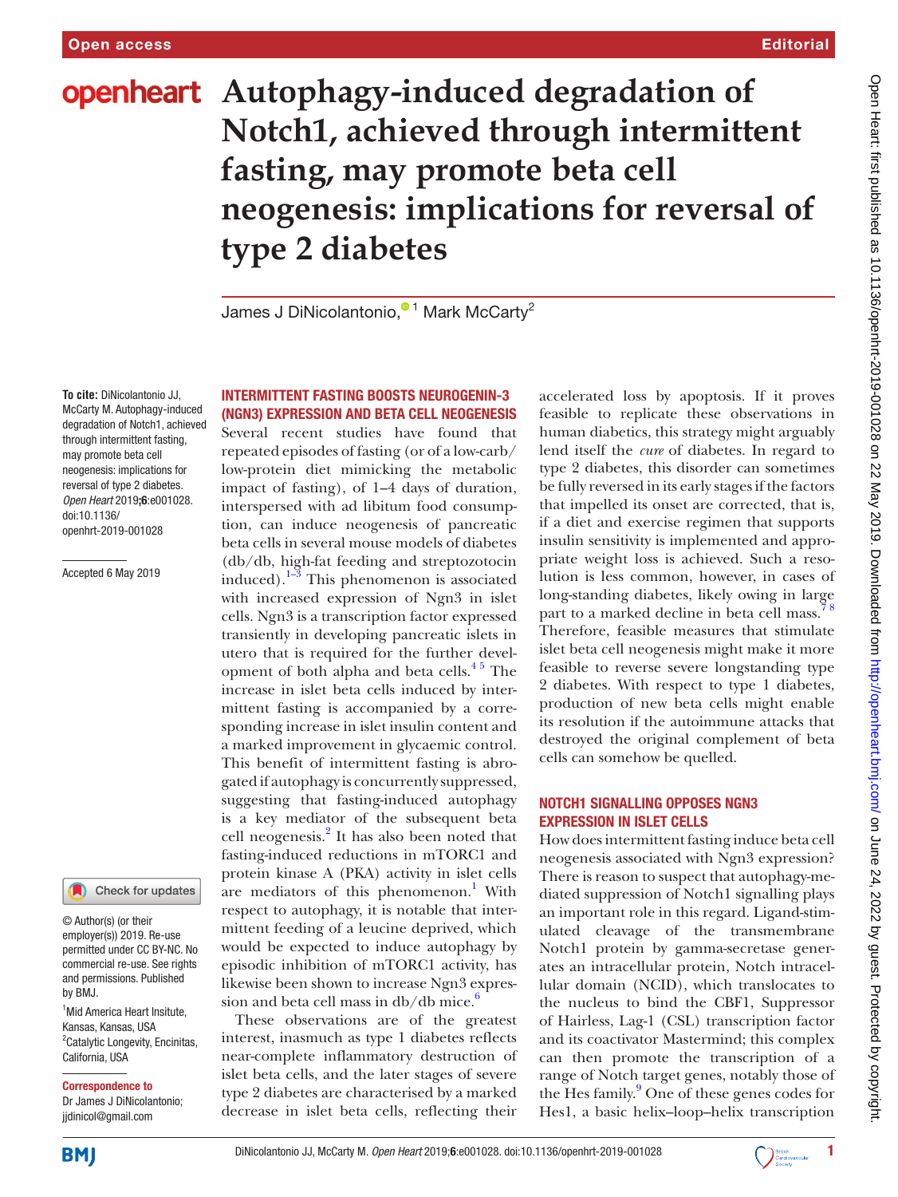Open access | Editorial

# Autophagy-induced degradation of Notch1, achieved through intermittent fasting, may promote beta cell neogenesis: implications for reversal of type 2 diabetes

James J DiNicolantonio,[1] Mark McCarty[2]

**To cite:** DiNicolantonio JJ, McCarty M. Autophagy-induced degradation of Notch1, achieved through intermittent fasting, may promote beta cell neogenesis: implications for reversal of type 2 diabetes. *Open Heart* 2019;**6**:e001028. doi:10.1136/openhrt-2019-001028

Accepted 6 May 2019

© Author(s) (or their employer(s)) 2019. Re-use permitted under CC BY-NC. No commercial re-use. See rights and permissions. Published by BMJ.

[1]Mid America Heart Insitute, Kansas, Kansas, USA
[2]Catalytic Longevity, Encinitas, California, USA

**Correspondence to**
Dr James J DiNicolantonio; jjdinicol@gmail.com

## INTERMITTENT FASTING BOOSTS NEUROGENIN-3 (NGN3) EXPRESSION AND BETA CELL NEOGENESIS

Several recent studies have found that repeated episodes of fasting (or of a low-carb/low-protein diet mimicking the metabolic impact of fasting), of 1–4 days of duration, interspersed with ad libitum food consumption, can induce neogenesis of pancreatic beta cells in several mouse models of diabetes (db/db, high-fat feeding and streptozotocin induced).[1–3] This phenomenon is associated with increased expression of Ngn3 in islet cells. Ngn3 is a transcription factor expressed transiently in developing pancreatic islets in utero that is required for the further development of both alpha and beta cells.[4 5] The increase in islet beta cells induced by intermittent fasting is accompanied by a corresponding increase in islet insulin content and a marked improvement in glycaemic control. This benefit of intermittent fasting is abrogated if autophagy is concurrently suppressed, suggesting that fasting-induced autophagy is a key mediator of the subsequent beta cell neogenesis.[2] It has also been noted that fasting-induced reductions in mTORC1 and protein kinase A (PKA) activity in islet cells are mediators of this phenomenon.[1] With respect to autophagy, it is notable that intermittent feeding of a leucine deprived, which would be expected to induce autophagy by episodic inhibition of mTORC1 activity, has likewise been shown to increase Ngn3 expression and beta cell mass in db/db mice.[6]

These observations are of the greatest interest, inasmuch as type 1 diabetes reflects near-complete inflammatory destruction of islet beta cells, and the later stages of severe type 2 diabetes are characterised by a marked decrease in islet beta cells, reflecting their accelerated loss by apoptosis. If it proves feasible to replicate these observations in human diabetics, this strategy might arguably lend itself the *cure* of diabetes. In regard to type 2 diabetes, this disorder can sometimes be fully reversed in its early stages if the factors that impelled its onset are corrected, that is, if a diet and exercise regimen that supports insulin sensitivity is implemented and appropriate weight loss is achieved. Such a resolution is less common, however, in cases of long-standing diabetes, likely owing in large part to a marked decline in beta cell mass.[7 8] Therefore, feasible measures that stimulate islet beta cell neogenesis might make it more feasible to reverse severe longstanding type 2 diabetes. With respect to type 1 diabetes, production of new beta cells might enable its resolution if the autoimmune attacks that destroyed the original complement of beta cells can somehow be quelled.

## NOTCH1 SIGNALLING OPPOSES NGN3 EXPRESSION IN ISLET CELLS

How does intermittent fasting induce beta cell neogenesis associated with Ngn3 expression? There is reason to suspect that autophagy-mediated suppression of Notch1 signalling plays an important role in this regard. Ligand-stimulated cleavage of the transmembrane Notch1 protein by gamma-secretase generates an intracellular protein, Notch intracellular domain (NCID), which translocates to the nucleus to bind the CBF1, Suppressor of Hairless, Lag-1 (CSL) transcription factor and its coactivator Mastermind; this complex can then promote the transcription of a range of Notch target genes, notably those of the Hes family.[9] One of these genes codes for Hes1, a basic helix–loop–helix transcription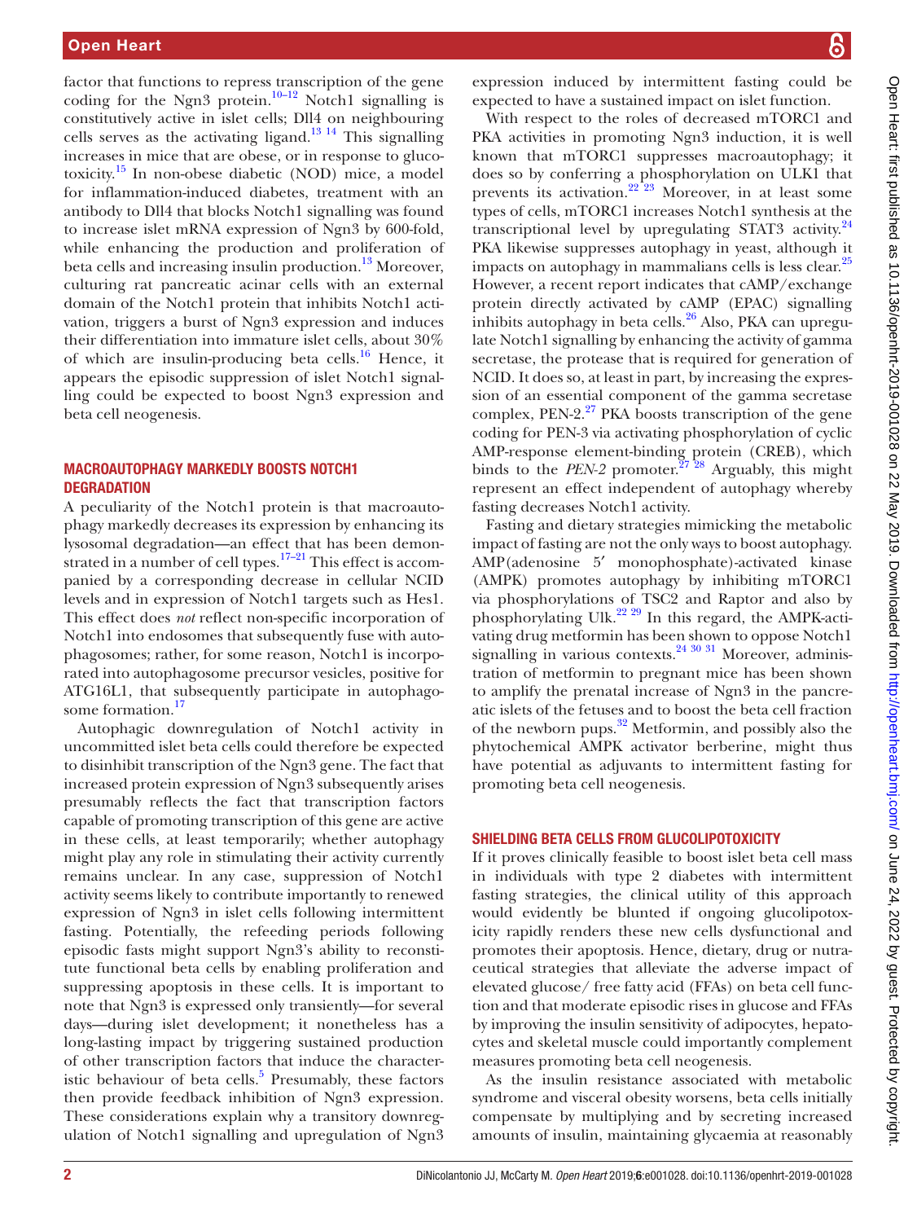factor that functions to repress transcription of the gene coding for the Ngn3 protein.[10–12] Notch1 signalling is constitutively active in islet cells; Dll4 on neighbouring cells serves as the activating ligand.[13 14] This signalling increases in mice that are obese, or in response to glucotoxicity.[15] In non-obese diabetic (NOD) mice, a model for inflammation-induced diabetes, treatment with an antibody to Dll4 that blocks Notch1 signalling was found to increase islet mRNA expression of Ngn3 by 600-fold, while enhancing the production and proliferation of beta cells and increasing insulin production.[13] Moreover, culturing rat pancreatic acinar cells with an external domain of the Notch1 protein that inhibits Notch1 activation, triggers a burst of Ngn3 expression and induces their differentiation into immature islet cells, about 30% of which are insulin-producing beta cells.[16] Hence, it appears the episodic suppression of islet Notch1 signalling could be expected to boost Ngn3 expression and beta cell neogenesis.

## Macroautophagy markedly boosts Notch1 degradation

A peculiarity of the Notch1 protein is that macroautophagy markedly decreases its expression by enhancing its lysosomal degradation—an effect that has been demonstrated in a number of cell types.[17–21] This effect is accompanied by a corresponding decrease in cellular NCID levels and in expression of Notch1 targets such as Hes1. This effect does *not* reflect non-specific incorporation of Notch1 into endosomes that subsequently fuse with autophagosomes; rather, for some reason, Notch1 is incorporated into autophagosome precursor vesicles, positive for ATG16L1, that subsequently participate in autophagosome formation.[17]

Autophagic downregulation of Notch1 activity in uncommitted islet beta cells could therefore be expected to disinhibit transcription of the Ngn3 gene. The fact that increased protein expression of Ngn3 subsequently arises presumably reflects the fact that transcription factors capable of promoting transcription of this gene are active in these cells, at least temporarily; whether autophagy might play any role in stimulating their activity currently remains unclear. In any case, suppression of Notch1 activity seems likely to contribute importantly to renewed expression of Ngn3 in islet cells following intermittent fasting. Potentially, the refeeding periods following episodic fasts might support Ngn3's ability to reconstitute functional beta cells by enabling proliferation and suppressing apoptosis in these cells. It is important to note that Ngn3 is expressed only transiently—for several days—during islet development; it nonetheless has a long-lasting impact by triggering sustained production of other transcription factors that induce the characteristic behaviour of beta cells.[5] Presumably, these factors then provide feedback inhibition of Ngn3 expression. These considerations explain why a transitory downregulation of Notch1 signalling and upregulation of Ngn3 expression induced by intermittent fasting could be expected to have a sustained impact on islet function.

With respect to the roles of decreased mTORC1 and PKA activities in promoting Ngn3 induction, it is well known that mTORC1 suppresses macroautophagy; it does so by conferring a phosphorylation on ULK1 that prevents its activation.[22 23] Moreover, in at least some types of cells, mTORC1 increases Notch1 synthesis at the transcriptional level by upregulating STAT3 activity.[24] PKA likewise suppresses autophagy in yeast, although it impacts on autophagy in mammalians cells is less clear.[25] However, a recent report indicates that cAMP/exchange protein directly activated by cAMP (EPAC) signalling inhibits autophagy in beta cells.[26] Also, PKA can upregulate Notch1 signalling by enhancing the activity of gamma secretase, the protease that is required for generation of NCID. It does so, at least in part, by increasing the expression of an essential component of the gamma secretase complex, PEN-2.[27] PKA boosts transcription of the gene coding for PEN-3 via activating phosphorylation of cyclic AMP-response element-binding protein (CREB), which binds to the *PEN-2* promoter.[27 28] Arguably, this might represent an effect independent of autophagy whereby fasting decreases Notch1 activity.

Fasting and dietary strategies mimicking the metabolic impact of fasting are not the only ways to boost autophagy. AMP(adenosine 5′ monophosphate)-activated kinase (AMPK) promotes autophagy by inhibiting mTORC1 via phosphorylations of TSC2 and Raptor and also by phosphorylating Ulk.[22 29] In this regard, the AMPK-activating drug metformin has been shown to oppose Notch1 signalling in various contexts.[24 30 31] Moreover, administration of metformin to pregnant mice has been shown to amplify the prenatal increase of Ngn3 in the pancreatic islets of the fetuses and to boost the beta cell fraction of the newborn pups.[32] Metformin, and possibly also the phytochemical AMPK activator berberine, might thus have potential as adjuvants to intermittent fasting for promoting beta cell neogenesis.

## Shielding beta cells from glucolipotoxicity

If it proves clinically feasible to boost islet beta cell mass in individuals with type 2 diabetes with intermittent fasting strategies, the clinical utility of this approach would evidently be blunted if ongoing glucolipotoxicity rapidly renders these new cells dysfunctional and promotes their apoptosis. Hence, dietary, drug or nutraceutical strategies that alleviate the adverse impact of elevated glucose/ free fatty acid (FFAs) on beta cell function and that moderate episodic rises in glucose and FFAs by improving the insulin sensitivity of adipocytes, hepatocytes and skeletal muscle could importantly complement measures promoting beta cell neogenesis.

As the insulin resistance associated with metabolic syndrome and visceral obesity worsens, beta cells initially compensate by multiplying and by secreting increased amounts of insulin, maintaining glycaemia at reasonably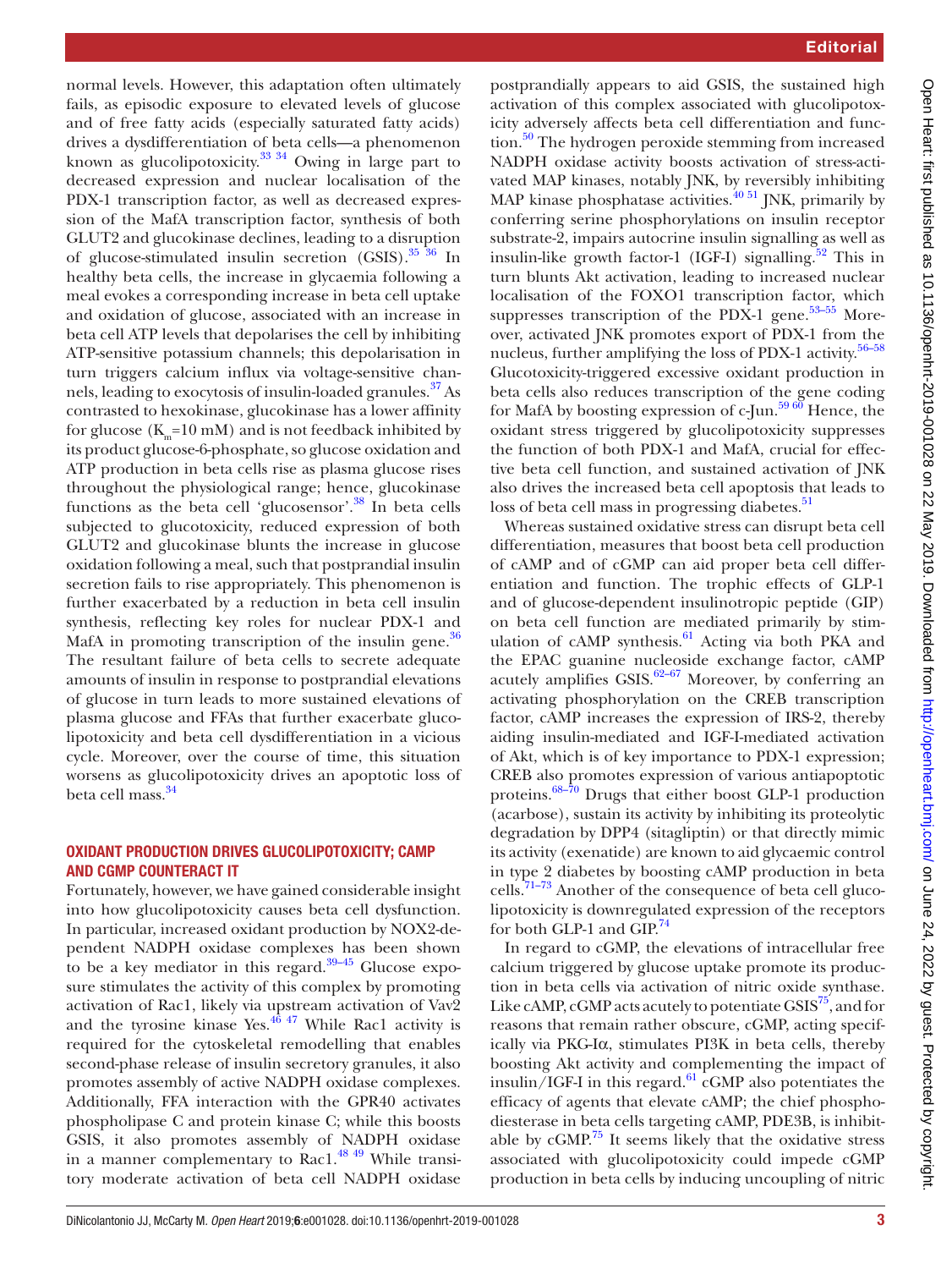normal levels. However, this adaptation often ultimately fails, as episodic exposure to elevated levels of glucose and of free fatty acids (especially saturated fatty acids) drives a dysdifferentiation of beta cells—a phenomenon known as glucolipotoxicity.[33 34] Owing in large part to decreased expression and nuclear localisation of the PDX-1 transcription factor, as well as decreased expression of the MafA transcription factor, synthesis of both GLUT2 and glucokinase declines, leading to a disruption of glucose-stimulated insulin secretion (GSIS).[35 36] In healthy beta cells, the increase in glycaemia following a meal evokes a corresponding increase in beta cell uptake and oxidation of glucose, associated with an increase in beta cell ATP levels that depolarises the cell by inhibiting ATP-sensitive potassium channels; this depolarisation in turn triggers calcium influx via voltage-sensitive channels, leading to exocytosis of insulin-loaded granules.[37] As contrasted to hexokinase, glucokinase has a lower affinity for glucose ($K_m$=10 mM) and is not feedback inhibited by its product glucose-6-phosphate, so glucose oxidation and ATP production in beta cells rise as plasma glucose rises throughout the physiological range; hence, glucokinase functions as the beta cell 'glucosensor'.[38] In beta cells subjected to glucotoxicity, reduced expression of both GLUT2 and glucokinase blunts the increase in glucose oxidation following a meal, such that postprandial insulin secretion fails to rise appropriately. This phenomenon is further exacerbated by a reduction in beta cell insulin synthesis, reflecting key roles for nuclear PDX-1 and MafA in promoting transcription of the insulin gene.[36] The resultant failure of beta cells to secrete adequate amounts of insulin in response to postprandial elevations of glucose in turn leads to more sustained elevations of plasma glucose and FFAs that further exacerbate glucolipotoxicity and beta cell dysdifferentiation in a vicious cycle. Moreover, over the course of time, this situation worsens as glucolipotoxicity drives an apoptotic loss of beta cell mass.[34]

## OXIDANT PRODUCTION DRIVES GLUCOLIPOTOXICITY; CAMP AND CGMP COUNTERACT IT

Fortunately, however, we have gained considerable insight into how glucolipotoxicity causes beta cell dysfunction. In particular, increased oxidant production by NOX2-dependent NADPH oxidase complexes has been shown to be a key mediator in this regard.[39–45] Glucose exposure stimulates the activity of this complex by promoting activation of Rac1, likely via upstream activation of Vav2 and the tyrosine kinase Yes.[46 47] While Rac1 activity is required for the cytoskeletal remodelling that enables second-phase release of insulin secretory granules, it also promotes assembly of active NADPH oxidase complexes. Additionally, FFA interaction with the GPR40 activates phospholipase C and protein kinase C; while this boosts GSIS, it also promotes assembly of NADPH oxidase in a manner complementary to Rac1.[48 49] While transitory moderate activation of beta cell NADPH oxidase postprandially appears to aid GSIS, the sustained high activation of this complex associated with glucolipotoxicity adversely affects beta cell differentiation and function.[50] The hydrogen peroxide stemming from increased NADPH oxidase activity boosts activation of stress-activated MAP kinases, notably JNK, by reversibly inhibiting MAP kinase phosphatase activities.[40 51] JNK, primarily by conferring serine phosphorylations on insulin receptor substrate-2, impairs autocrine insulin signalling as well as insulin-like growth factor-1 (IGF-I) signalling.[52] This in turn blunts Akt activation, leading to increased nuclear localisation of the FOXO1 transcription factor, which suppresses transcription of the PDX-1 gene.[53–55] Moreover, activated JNK promotes export of PDX-1 from the nucleus, further amplifying the loss of PDX-1 activity.[56–58] Glucotoxicity-triggered excessive oxidant production in beta cells also reduces transcription of the gene coding for MafA by boosting expression of c-Jun.[59 60] Hence, the oxidant stress triggered by glucolipotoxicity suppresses the function of both PDX-1 and MafA, crucial for effective beta cell function, and sustained activation of JNK also drives the increased beta cell apoptosis that leads to loss of beta cell mass in progressing diabetes.[51]

Whereas sustained oxidative stress can disrupt beta cell differentiation, measures that boost beta cell production of cAMP and of cGMP can aid proper beta cell differentiation and function. The trophic effects of GLP-1 and of glucose-dependent insulinotropic peptide (GIP) on beta cell function are mediated primarily by stimulation of cAMP synthesis.[61] Acting via both PKA and the EPAC guanine nucleoside exchange factor, cAMP acutely amplifies GSIS.[62–67] Moreover, by conferring an activating phosphorylation on the CREB transcription factor, cAMP increases the expression of IRS-2, thereby aiding insulin-mediated and IGF-I-mediated activation of Akt, which is of key importance to PDX-1 expression; CREB also promotes expression of various antiapoptotic proteins.[68–70] Drugs that either boost GLP-1 production (acarbose), sustain its activity by inhibiting its proteolytic degradation by DPP4 (sitagliptin) or that directly mimic its activity (exenatide) are known to aid glycaemic control in type 2 diabetes by boosting cAMP production in beta cells.[71–73] Another of the consequence of beta cell glucolipotoxicity is downregulated expression of the receptors for both GLP-1 and GIP.[74]

In regard to cGMP, the elevations of intracellular free calcium triggered by glucose uptake promote its production in beta cells via activation of nitric oxide synthase. Like cAMP, cGMP acts acutely to potentiate GSIS[75], and for reasons that remain rather obscure, cGMP, acting specifically via PKG-Iα, stimulates PI3K in beta cells, thereby boosting Akt activity and complementing the impact of insulin/IGF-I in this regard.[61] cGMP also potentiates the efficacy of agents that elevate cAMP; the chief phosphodiesterase in beta cells targeting cAMP, PDE3B, is inhibitable by cGMP.[75] It seems likely that the oxidative stress associated with glucolipotoxicity could impede cGMP production in beta cells by inducing uncoupling of nitric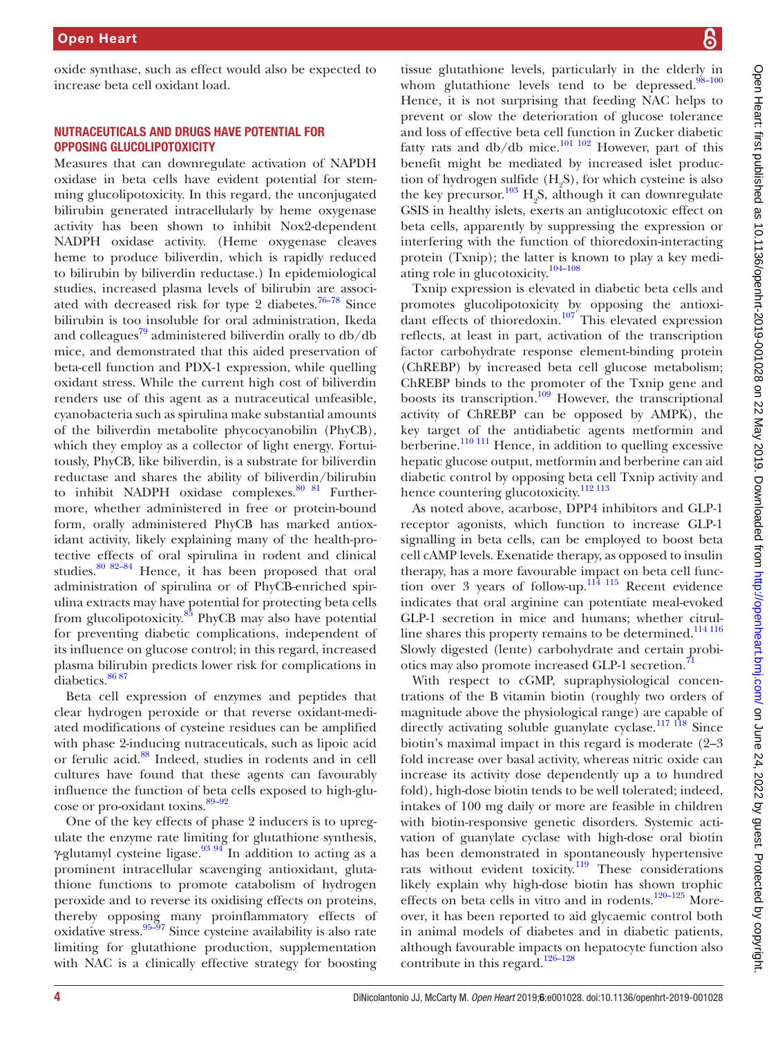oxide synthase, such as effect would also be expected to increase beta cell oxidant load.

## NUTRACEUTICALS AND DRUGS HAVE POTENTIAL FOR OPPOSING GLUCOLIPOTOXICITY

Measures that can downregulate activation of NAPDH oxidase in beta cells have evident potential for stemming glucolipotoxicity. In this regard, the unconjugated bilirubin generated intracellularly by heme oxygenase activity has been shown to inhibit Nox2-dependent NADPH oxidase activity. (Heme oxygenase cleaves heme to produce biliverdin, which is rapidly reduced to bilirubin by biliverdin reductase.) In epidemiological studies, increased plasma levels of bilirubin are associated with decreased risk for type 2 diabetes.[76–78] Since bilirubin is too insoluble for oral administration, Ikeda and colleagues[79] administered biliverdin orally to db/db mice, and demonstrated that this aided preservation of beta-cell function and PDX-1 expression, while quelling oxidant stress. While the current high cost of biliverdin renders use of this agent as a nutraceutical unfeasible, cyanobacteria such as spirulina make substantial amounts of the biliverdin metabolite phycocyanobilin (PhyCB), which they employ as a collector of light energy. Fortuitously, PhyCB, like biliverdin, is a substrate for biliverdin reductase and shares the ability of biliverdin/bilirubin to inhibit NADPH oxidase complexes.[80 81] Furthermore, whether administered in free or protein-bound form, orally administered PhyCB has marked antioxidant activity, likely explaining many of the health-protective effects of oral spirulina in rodent and clinical studies.[80 82–84] Hence, it has been proposed that oral administration of spirulina or of PhyCB-enriched spirulina extracts may have potential for protecting beta cells from glucolipotoxicity.[85] PhyCB may also have potential for preventing diabetic complications, independent of its influence on glucose control; in this regard, increased plasma bilirubin predicts lower risk for complications in diabetics.[86 87]

Beta cell expression of enzymes and peptides that clear hydrogen peroxide or that reverse oxidant-mediated modifications of cysteine residues can be amplified with phase 2-inducing nutraceuticals, such as lipoic acid or ferulic acid.[88] Indeed, studies in rodents and in cell cultures have found that these agents can favourably influence the function of beta cells exposed to high-glucose or pro-oxidant toxins.[89–92]

One of the key effects of phase 2 inducers is to upregulate the enzyme rate limiting for glutathione synthesis, γ-glutamyl cysteine ligase.[93 94] In addition to acting as a prominent intracellular scavenging antioxidant, glutathione functions to promote catabolism of hydrogen peroxide and to reverse its oxidising effects on proteins, thereby opposing many proinflammatory effects of oxidative stress.[95–97] Since cysteine availability is also rate limiting for glutathione production, supplementation with NAC is a clinically effective strategy for boosting tissue glutathione levels, particularly in the elderly in whom glutathione levels tend to be depressed.[98–100] Hence, it is not surprising that feeding NAC helps to prevent or slow the deterioration of glucose tolerance and loss of effective beta cell function in Zucker diabetic fatty rats and db/db mice.[101 102] However, part of this benefit might be mediated by increased islet production of hydrogen sulfide ($H_2S$), for which cysteine is also the key precursor.[103] $H_2S$, although it can downregulate GSIS in healthy islets, exerts an antiglucotoxic effect on beta cells, apparently by suppressing the expression or interfering with the function of thioredoxin-interacting protein (Txnip); the latter is known to play a key mediating role in glucotoxicity.[104–108]

Txnip expression is elevated in diabetic beta cells and promotes glucolipotoxicity by opposing the antioxidant effects of thioredoxin.[107] This elevated expression reflects, at least in part, activation of the transcription factor carbohydrate response element-binding protein (ChREBP) by increased beta cell glucose metabolism; ChREBP binds to the promoter of the Txnip gene and boosts its transcription.[109] However, the transcriptional activity of ChREBP can be opposed by AMPK), the key target of the antidiabetic agents metformin and berberine.[110 111] Hence, in addition to quelling excessive hepatic glucose output, metformin and berberine can aid diabetic control by opposing beta cell Txnip activity and hence countering glucotoxicity.[112 113]

As noted above, acarbose, DPP4 inhibitors and GLP-1 receptor agonists, which function to increase GLP-1 signalling in beta cells, can be employed to boost beta cell cAMP levels. Exenatide therapy, as opposed to insulin therapy, has a more favourable impact on beta cell function over 3 years of follow-up.[114 115] Recent evidence indicates that oral arginine can potentiate meal-evoked GLP-1 secretion in mice and humans; whether citrulline shares this property remains to be determined.[114 116] Slowly digested (lente) carbohydrate and certain probiotics may also promote increased GLP-1 secretion.[71]

With respect to cGMP, supraphysiological concentrations of the B vitamin biotin (roughly two orders of magnitude above the physiological range) are capable of directly activating soluble guanylate cyclase.[117 118] Since biotin's maximal impact in this regard is moderate (2–3 fold increase over basal activity, whereas nitric oxide can increase its activity dose dependently up a to hundred fold), high-dose biotin tends to be well tolerated; indeed, intakes of 100 mg daily or more are feasible in children with biotin-responsive genetic disorders. Systemic activation of guanylate cyclase with high-dose oral biotin has been demonstrated in spontaneously hypertensive rats without evident toxicity.[119] These considerations likely explain why high-dose biotin has shown trophic effects on beta cells in vitro and in rodents.[120–125] Moreover, it has been reported to aid glycaemic control both in animal models of diabetes and in diabetic patients, although favourable impacts on hepatocyte function also contribute in this regard.[126–128]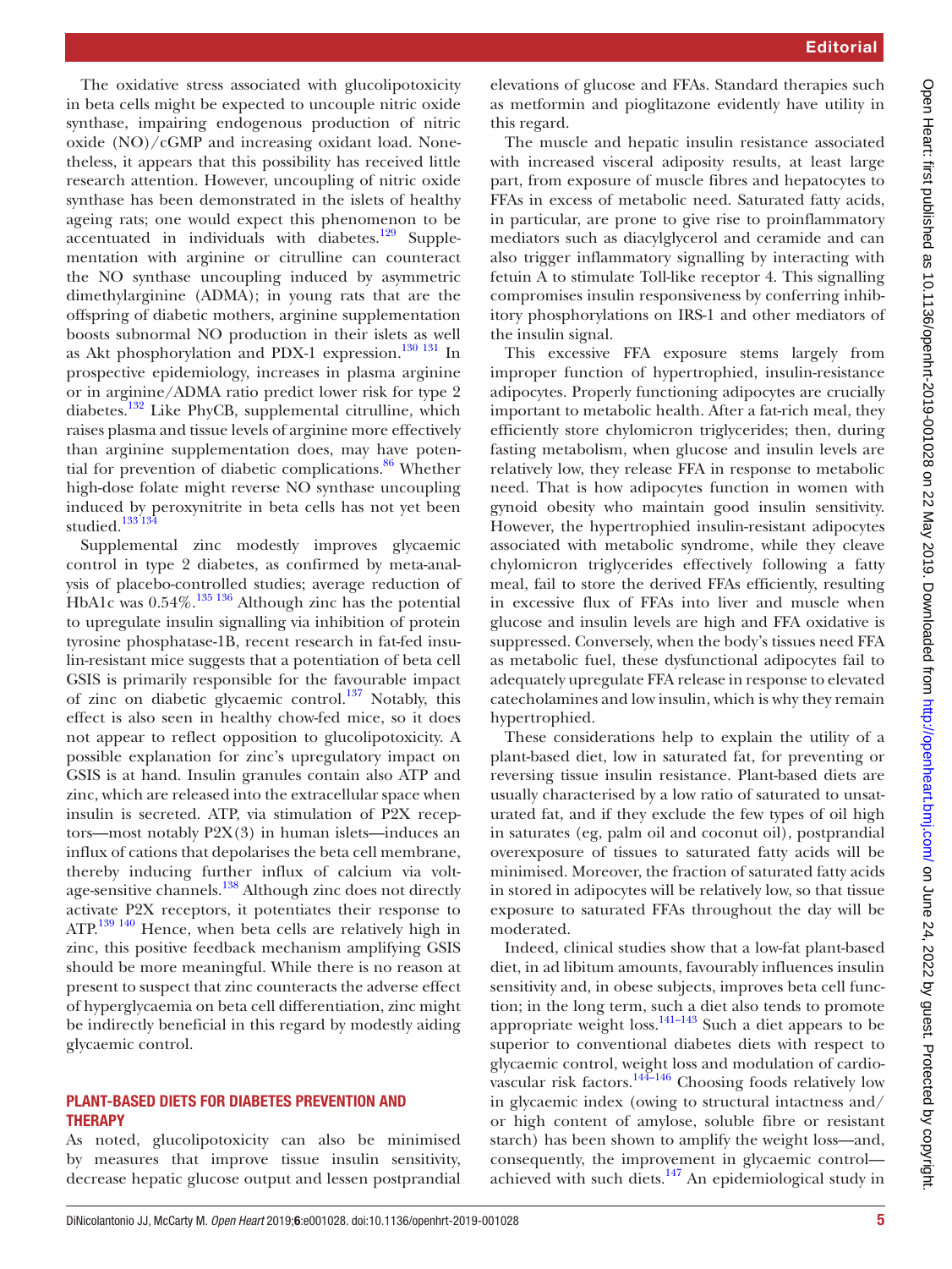The oxidative stress associated with glucolipotoxicity in beta cells might be expected to uncouple nitric oxide synthase, impairing endogenous production of nitric oxide (NO)/cGMP and increasing oxidant load. Nonetheless, it appears that this possibility has received little research attention. However, uncoupling of nitric oxide synthase has been demonstrated in the islets of healthy ageing rats; one would expect this phenomenon to be accentuated in individuals with diabetes.[129] Supplementation with arginine or citrulline can counteract the NO synthase uncoupling induced by asymmetric dimethylarginine (ADMA); in young rats that are the offspring of diabetic mothers, arginine supplementation boosts subnormal NO production in their islets as well as Akt phosphorylation and PDX-1 expression.[130 131] In prospective epidemiology, increases in plasma arginine or in arginine/ADMA ratio predict lower risk for type 2 diabetes.[132] Like PhyCB, supplemental citrulline, which raises plasma and tissue levels of arginine more effectively than arginine supplementation does, may have potential for prevention of diabetic complications.[86] Whether high-dose folate might reverse NO synthase uncoupling induced by peroxynitrite in beta cells has not yet been studied.[133 134]

Supplemental zinc modestly improves glycaemic control in type 2 diabetes, as confirmed by meta-analysis of placebo-controlled studies; average reduction of HbA1c was 0.54%.[135 136] Although zinc has the potential to upregulate insulin signalling via inhibition of protein tyrosine phosphatase-1B, recent research in fat-fed insulin-resistant mice suggests that a potentiation of beta cell GSIS is primarily responsible for the favourable impact of zinc on diabetic glycaemic control.[137] Notably, this effect is also seen in healthy chow-fed mice, so it does not appear to reflect opposition to glucolipotoxicity. A possible explanation for zinc's upregulatory impact on GSIS is at hand. Insulin granules contain also ATP and zinc, which are released into the extracellular space when insulin is secreted. ATP, via stimulation of P2X receptors—most notably P2X(3) in human islets—induces an influx of cations that depolarises the beta cell membrane, thereby inducing further influx of calcium via voltage-sensitive channels.[138] Although zinc does not directly activate P2X receptors, it potentiates their response to ATP.[139 140] Hence, when beta cells are relatively high in zinc, this positive feedback mechanism amplifying GSIS should be more meaningful. While there is no reason at present to suspect that zinc counteracts the adverse effect of hyperglycaemia on beta cell differentiation, zinc might be indirectly beneficial in this regard by modestly aiding glycaemic control.

## PLANT-BASED DIETS FOR DIABETES PREVENTION AND THERAPY

As noted, glucolipotoxicity can also be minimised by measures that improve tissue insulin sensitivity, decrease hepatic glucose output and lessen postprandial elevations of glucose and FFAs. Standard therapies such as metformin and pioglitazone evidently have utility in this regard.

The muscle and hepatic insulin resistance associated with increased visceral adiposity results, at least large part, from exposure of muscle fibres and hepatocytes to FFAs in excess of metabolic need. Saturated fatty acids, in particular, are prone to give rise to proinflammatory mediators such as diacylglycerol and ceramide and can also trigger inflammatory signalling by interacting with fetuin A to stimulate Toll-like receptor 4. This signalling compromises insulin responsiveness by conferring inhibitory phosphorylations on IRS-1 and other mediators of the insulin signal.

This excessive FFA exposure stems largely from improper function of hypertrophied, insulin-resistance adipocytes. Properly functioning adipocytes are crucially important to metabolic health. After a fat-rich meal, they efficiently store chylomicron triglycerides; then, during fasting metabolism, when glucose and insulin levels are relatively low, they release FFA in response to metabolic need. That is how adipocytes function in women with gynoid obesity who maintain good insulin sensitivity. However, the hypertrophied insulin-resistant adipocytes associated with metabolic syndrome, while they cleave chylomicron triglycerides effectively following a fatty meal, fail to store the derived FFAs efficiently, resulting in excessive flux of FFAs into liver and muscle when glucose and insulin levels are high and FFA oxidative is suppressed. Conversely, when the body's tissues need FFA as metabolic fuel, these dysfunctional adipocytes fail to adequately upregulate FFA release in response to elevated catecholamines and low insulin, which is why they remain hypertrophied.

These considerations help to explain the utility of a plant-based diet, low in saturated fat, for preventing or reversing tissue insulin resistance. Plant-based diets are usually characterised by a low ratio of saturated to unsaturated fat, and if they exclude the few types of oil high in saturates (eg, palm oil and coconut oil), postprandial overexposure of tissues to saturated fatty acids will be minimised. Moreover, the fraction of saturated fatty acids in stored in adipocytes will be relatively low, so that tissue exposure to saturated FFAs throughout the day will be moderated.

Indeed, clinical studies show that a low-fat plant-based diet, in ad libitum amounts, favourably influences insulin sensitivity and, in obese subjects, improves beta cell function; in the long term, such a diet also tends to promote appropriate weight loss.[141–143] Such a diet appears to be superior to conventional diabetes diets with respect to glycaemic control, weight loss and modulation of cardiovascular risk factors.[144–146] Choosing foods relatively low in glycaemic index (owing to structural intactness and/or high content of amylose, soluble fibre or resistant starch) has been shown to amplify the weight loss—and, consequently, the improvement in glycaemic control—achieved with such diets.[147] An epidemiological study in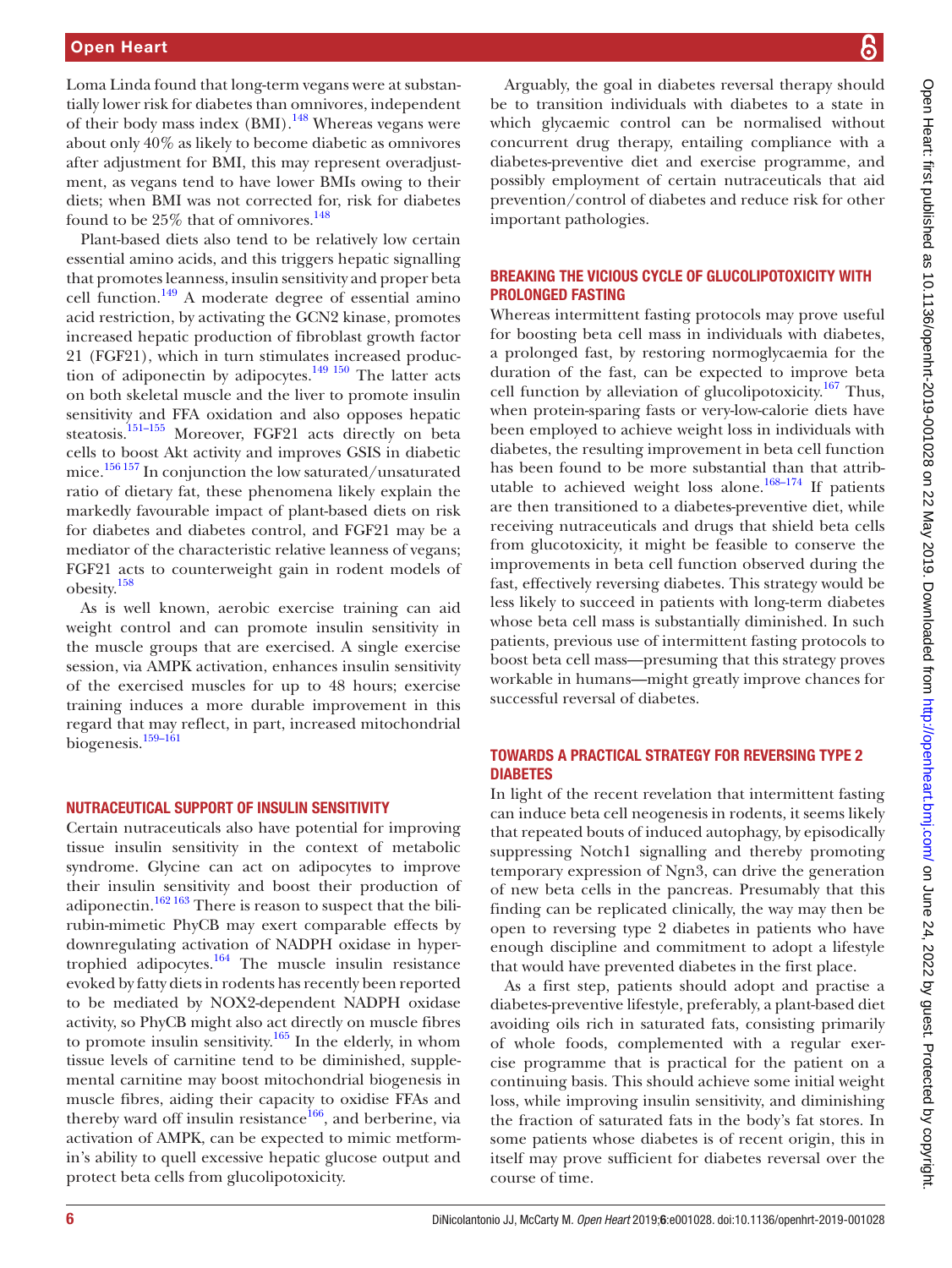Loma Linda found that long-term vegans were at substantially lower risk for diabetes than omnivores, independent of their body mass index (BMI).[148] Whereas vegans were about only 40% as likely to become diabetic as omnivores after adjustment for BMI, this may represent overadjustment, as vegans tend to have lower BMIs owing to their diets; when BMI was not corrected for, risk for diabetes found to be 25% that of omnivores.[148]

Plant-based diets also tend to be relatively low certain essential amino acids, and this triggers hepatic signalling that promotes leanness, insulin sensitivity and proper beta cell function.[149] A moderate degree of essential amino acid restriction, by activating the GCN2 kinase, promotes increased hepatic production of fibroblast growth factor 21 (FGF21), which in turn stimulates increased production of adiponectin by adipocytes.[149 150] The latter acts on both skeletal muscle and the liver to promote insulin sensitivity and FFA oxidation and also opposes hepatic steatosis.[151–155] Moreover, FGF21 acts directly on beta cells to boost Akt activity and improves GSIS in diabetic mice.[156 157] In conjunction the low saturated/unsaturated ratio of dietary fat, these phenomena likely explain the markedly favourable impact of plant-based diets on risk for diabetes and diabetes control, and FGF21 may be a mediator of the characteristic relative leanness of vegans; FGF21 acts to counterweight gain in rodent models of obesity.[158]

As is well known, aerobic exercise training can aid weight control and can promote insulin sensitivity in the muscle groups that are exercised. A single exercise session, via AMPK activation, enhances insulin sensitivity of the exercised muscles for up to 48 hours; exercise training induces a more durable improvement in this regard that may reflect, in part, increased mitochondrial biogenesis.[159–161]

## NUTRACEUTICAL SUPPORT OF INSULIN SENSITIVITY

Certain nutraceuticals also have potential for improving tissue insulin sensitivity in the context of metabolic syndrome. Glycine can act on adipocytes to improve their insulin sensitivity and boost their production of adiponectin.[162 163] There is reason to suspect that the bilirubin-mimetic PhyCB may exert comparable effects by downregulating activation of NADPH oxidase in hypertrophied adipocytes.[164] The muscle insulin resistance evoked by fatty diets in rodents has recently been reported to be mediated by NOX2-dependent NADPH oxidase activity, so PhyCB might also act directly on muscle fibres to promote insulin sensitivity.[165] In the elderly, in whom tissue levels of carnitine tend to be diminished, supplemental carnitine may boost mitochondrial biogenesis in muscle fibres, aiding their capacity to oxidise FFAs and thereby ward off insulin resistance[166], and berberine, via activation of AMPK, can be expected to mimic metformin's ability to quell excessive hepatic glucose output and protect beta cells from glucolipotoxicity.

Arguably, the goal in diabetes reversal therapy should be to transition individuals with diabetes to a state in which glycaemic control can be normalised without concurrent drug therapy, entailing compliance with a diabetes-preventive diet and exercise programme, and possibly employment of certain nutraceuticals that aid prevention/control of diabetes and reduce risk for other important pathologies.

## BREAKING THE VICIOUS CYCLE OF GLUCOLIPOTOXICITY WITH PROLONGED FASTING

Whereas intermittent fasting protocols may prove useful for boosting beta cell mass in individuals with diabetes, a prolonged fast, by restoring normoglycaemia for the duration of the fast, can be expected to improve beta cell function by alleviation of glucolipotoxicity.[167] Thus, when protein-sparing fasts or very-low-calorie diets have been employed to achieve weight loss in individuals with diabetes, the resulting improvement in beta cell function has been found to be more substantial than that attributable to achieved weight loss alone.[168–174] If patients are then transitioned to a diabetes-preventive diet, while receiving nutraceuticals and drugs that shield beta cells from glucotoxicity, it might be feasible to conserve the improvements in beta cell function observed during the fast, effectively reversing diabetes. This strategy would be less likely to succeed in patients with long-term diabetes whose beta cell mass is substantially diminished. In such patients, previous use of intermittent fasting protocols to boost beta cell mass—presuming that this strategy proves workable in humans—might greatly improve chances for successful reversal of diabetes.

## TOWARDS A PRACTICAL STRATEGY FOR REVERSING TYPE 2 DIABETES

In light of the recent revelation that intermittent fasting can induce beta cell neogenesis in rodents, it seems likely that repeated bouts of induced autophagy, by episodically suppressing Notch1 signalling and thereby promoting temporary expression of Ngn3, can drive the generation of new beta cells in the pancreas. Presumably that this finding can be replicated clinically, the way may then be open to reversing type 2 diabetes in patients who have enough discipline and commitment to adopt a lifestyle that would have prevented diabetes in the first place.

As a first step, patients should adopt and practise a diabetes-preventive lifestyle, preferably, a plant-based diet avoiding oils rich in saturated fats, consisting primarily of whole foods, complemented with a regular exercise programme that is practical for the patient on a continuing basis. This should achieve some initial weight loss, while improving insulin sensitivity, and diminishing the fraction of saturated fats in the body's fat stores. In some patients whose diabetes is of recent origin, this in itself may prove sufficient for diabetes reversal over the course of time.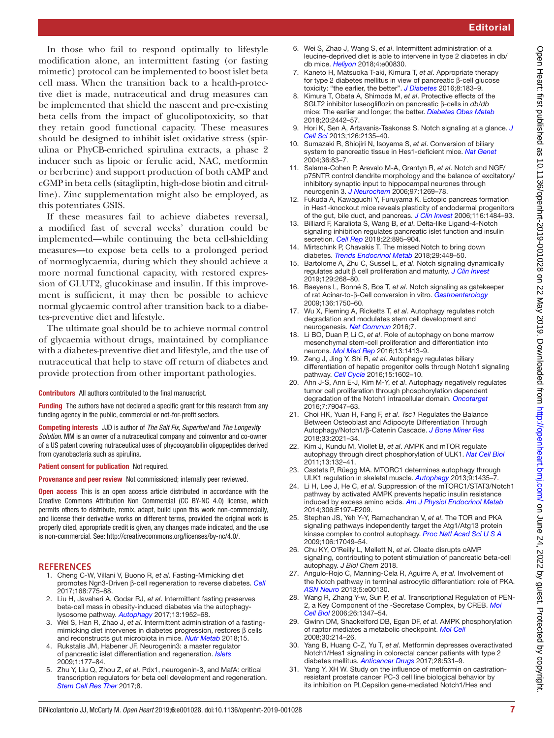In those who fail to respond optimally to lifestyle modification alone, an intermittent fasting (or fasting mimetic) protocol can be implemented to boost islet beta cell mass. When the transition back to a health-protective diet is made, nutraceutical and drug measures can be implemented that shield the nascent and pre-existing beta cells from the impact of glucolipotoxicity, so that they retain good functional capacity. These measures should be designed to inhibit islet oxidative stress (spirulina or PhyCB-enriched spirulina extracts, a phase 2 inducer such as lipoic or ferulic acid, NAC, metformin or berberine) and support production of both cAMP and cGMP in beta cells (sitagliptin, high-dose biotin and citrulline). Zinc supplementation might also be employed, as this potentiates GSIS.

If these measures fail to achieve diabetes reversal, a modified fast of several weeks' duration could be implemented—while continuing the beta cell-shielding measures—to expose beta cells to a prolonged period of normoglycaemia, during which they should achieve a more normal functional capacity, with restored expression of GLUT2, glucokinase and insulin. If this improvement is sufficient, it may then be possible to achieve normal glycaemic control after transition back to a diabetes-preventive diet and lifestyle.

The ultimate goal should be to achieve normal control of glycaemia without drugs, maintained by compliance with a diabetes-preventive diet and lifestyle, and the use of nutraceutical that help to stave off return of diabetes and provide protection from other important pathologies.

**Contributors** All authors contributed to the final manuscript.

**Funding** The authors have not declared a specific grant for this research from any funding agency in the public, commercial or not-for-profit sectors.

**Competing interests** JJD is author of *The Salt Fix*, *Superfuel* and *The Longevity Solution*. MM is an owner of a nutraceutical company and coinventor and co-owner of a US patent covering nutraceutical uses of phycocyanobilin oligopeptides derived from cyanobacteria such as spirulina.

**Patient consent for publication** Not required.

**Provenance and peer review** Not commissioned; internally peer reviewed.

**Open access** This is an open access article distributed in accordance with the Creative Commons Attribution Non Commercial (CC BY-NC 4.0) license, which permits others to distribute, remix, adapt, build upon this work non-commercially, and license their derivative works on different terms, provided the original work is properly cited, appropriate credit is given, any changes made indicated, and the use is non-commercial. See: http://creativecommons.org/licenses/by-nc/4.0/.

## REFERENCES

1. Cheng C-W, Villani V, Buono R, *et al*. Fasting-Mimicking diet promotes Ngn3-Driven β-cell regeneration to reverse diabetes. *Cell* 2017;168:775–88.
2. Liu H, Javaheri A, Godar RJ, *et al*. Intermittent fasting preserves beta-cell mass in obesity-induced diabetes via the autophagy-lysosome pathway. *Autophagy* 2017;13:1952–68.
3. Wei S, Han R, Zhao J, *et al*. Intermittent administration of a fasting-mimicking diet intervenes in diabetes progression, restores β cells and reconstructs gut microbiota in mice. *Nutr Metab* 2018;15.
4. Rukstalis JM, Habener JF. Neurogenin3: a master regulator of pancreatic islet differentiation and regeneration. *Islets* 2009;1:177–84.
5. Zhu Y, Liu Q, Zhou Z, *et al*. Pdx1, neurogenin-3, and MafA: critical transcription regulators for beta cell development and regeneration. *Stem Cell Res Ther* 2017;8.
6. Wei S, Zhao J, Wang S, *et al*. Intermittent administration of a leucine-deprived diet is able to intervene in type 2 diabetes in db/db mice. *Heliyon* 2018;4:e00830.
7. Kaneto H, Matsuoka T-aki, Kimura T, *et al*. Appropriate therapy for type 2 diabetes mellitus in view of pancreatic β-cell glucose toxicity: "the earlier, the better". *J Diabetes* 2016;8:183–9.
8. Kimura T, Obata A, Shimoda M, *et al*. Protective effects of the SGLT2 inhibitor luseogliflozin on pancreatic β-cells in *db/db* mice: The earlier and longer, the better. *Diabetes Obes Metab* 2018;20:2442–57.
9. Hori K, Sen A, Artavanis-Tsakonas S. Notch signaling at a glance. *J Cell Sci* 2013;126:2135–40.
10. Sumazaki R, Shiojiri N, Isoyama S, *et al*. Conversion of biliary system to pancreatic tissue in Hes1-deficient mice. *Nat Genet* 2004;36:83–7.
11. Salama-Cohen P, Arevalo M-A, Grantyn R, *et al*. Notch and NGF/p75NTR control dendrite morphology and the balance of excitatory/inhibitory synaptic input to hippocampal neurones through neurogenin 3. *J Neurochem* 2006;97:1269–78.
12. Fukuda A, Kawaguchi Y, Furuyama K. Ectopic pancreas formation in Hes1-knockout mice reveals plasticity of endodermal progenitors of the gut, bile duct, and pancreas. *J Clin Invest* 2006;116:1484–93.
13. Billiard F, Karaliota S, Wang B, *et al*. Delta-like Ligand-4-Notch signaling inhibition regulates pancreatic islet function and insulin secretion. *Cell Rep* 2018;22:895–904.
14. Mirtschink P, Chavakis T. The missed Notch to bring down diabetes. *Trends Endocrinol Metab* 2018;29:448–50.
15. Bartolome A, Zhu C, Sussel L, *et al*. Notch signaling dynamically regulates adult β cell proliferation and maturity. *J Clin Invest* 2019;129:268–80.
16. Baeyens L, Bonné S, Bos T, *et al*. Notch signaling as gatekeeper of rat Acinar-to-β-Cell conversion in vitro. *Gastroenterology* 2009;136:1750–60.
17. Wu X, Fleming A, Ricketts T, *et al*. Autophagy regulates notch degradation and modulates stem cell development and neurogenesis. *Nat Commun* 2016;7.
18. Li BO, Duan P, Li C, *et al*. Role of autophagy on bone marrow mesenchymal stem-cell proliferation and differentiation into neurons. *Mol Med Rep* 2016;13:1413–9.
19. Zeng J, Jing Y, Shi R, *et al*. Autophagy regulates biliary differentiation of hepatic progenitor cells through Notch1 signaling pathway. *Cell Cycle* 2016;15:1602–10.
20. Ahn J-S, Ann E-J, Kim M-Y, *et al*. Autophagy negatively regulates tumor cell proliferation through phosphorylation dependent degradation of the Notch1 intracellular domain. *Oncotarget* 2016;7:79047–63.
21. Choi HK, Yuan H, Fang F, *et al*. *Tsc1* Regulates the Balance Between Osteoblast and Adipocyte Differentiation Through Autophagy/Notch1/β-Catenin Cascade. *J Bone Miner Res* 2018;33:2021–34.
22. Kim J, Kundu M, Viollet B, *et al*. AMPK and mTOR regulate autophagy through direct phosphorylation of ULK1. *Nat Cell Biol* 2011;13:132–41.
23. Castets P, Rüegg MA. MTORC1 determines autophagy through ULK1 regulation in skeletal muscle. *Autophagy* 2013;9:1435–7.
24. Li H, Lee J, He C, *et al*. Suppression of the mTORC1/STAT3/Notch1 pathway by activated AMPK prevents hepatic insulin resistance induced by excess amino acids. *Am J Physiol Endocrinol Metab* 2014;306:E197–E209.
25. Stephan JS, Yeh Y-Y, Ramachandran V, *et al*. The TOR and PKA signaling pathways independently target the Atg1/Atg13 protein kinase complex to control autophagy. *Proc Natl Acad Sci U S A* 2009;106:17049–54.
26. Chu KY, O'Reilly L, Mellett N, *et al*. Oleate disrupts cAMP signaling, contributing to potent stimulation of pancreatic beta-cell autophagy. *J Biol Chem* 2018.
27. Angulo-Rojo C, Manning-Cela R, Aguirre A, *et al*. Involvement of the Notch pathway in terminal astrocytic differentiation: role of PKA. *ASN Neuro* 2013;5:e00130.
28. Wang R, Zhang Y-w, Sun P, *et al*. Transcriptional Regulation of PEN-2, a Key Component of the -Secretase Complex, by CREB. *Mol Cell Biol* 2006;26:1347–54.
29. Gwinn DM, Shackelford DB, Egan DF, *et al*. AMPK phosphorylation of raptor mediates a metabolic checkpoint. *Mol Cell* 2008;30:214–26.
30. Yang B, Huang C-Z, Yu T, *et al*. Metformin depresses overactivated Notch1/Hes1 signaling in colorectal cancer patients with type 2 diabetes mellitus. *Anticancer Drugs* 2017;28:531–9.
31. Yang Y, XH W. Study on the influence of metformin on castration-resistant prostate cancer PC-3 cell line biological behavior by its inhibition on PLCepsilon gene-mediated Notch1/Hes and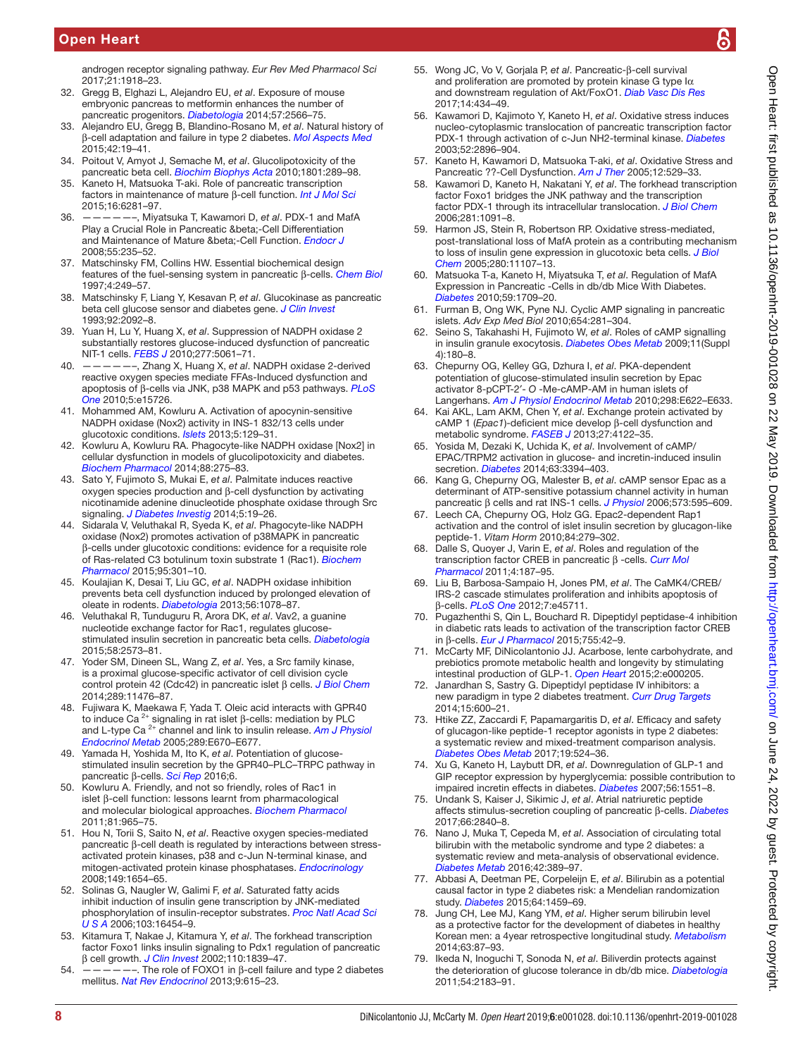androgen receptor signaling pathway. *Eur Rev Med Pharmacol Sci* 2017;21:1918–23.

32. Gregg B, Elghazi L, Alejandro EU, *et al*. Exposure of mouse embryonic pancreas to metformin enhances the number of pancreatic progenitors. *Diabetologia* 2014;57:2566–75.
33. Alejandro EU, Gregg B, Blandino-Rosano M, *et al*. Natural history of β-cell adaptation and failure in type 2 diabetes. *Mol Aspects Med* 2015;42:19–41.
34. Poitout V, Amyot J, Semache M, *et al*. Glucolipotoxicity of the pancreatic beta cell. *Biochim Biophys Acta* 2010;1801:289–98.
35. Kaneto H, Matsuoka T-aki. Role of pancreatic transcription factors in maintenance of mature β-cell function. *Int J Mol Sci* 2015;16:6281–97.
36. ———, Miyatsuka T, Kawamori D, *et al*. PDX-1 and MafA Play a Crucial Role in Pancreatic &beta;-Cell Differentiation and Maintenance of Mature &beta;-Cell Function. *Endocr J* 2008;55:235–52.
37. Matschinsky FM, Collins HW. Essential biochemical design features of the fuel-sensing system in pancreatic β-cells. *Chem Biol* 1997;4:249–57.
38. Matschinsky F, Liang Y, Kesavan P, *et al*. Glucokinase as pancreatic beta cell glucose sensor and diabetes gene. *J Clin Invest* 1993;92:2092–8.
39. Yuan H, Lu Y, Huang X, *et al*. Suppression of NADPH oxidase 2 substantially restores glucose-induced dysfunction of pancreatic NIT-1 cells. *FEBS J* 2010;277:5061–71.
40. ———, Zhang X, Huang X, *et al*. NADPH oxidase 2-derived reactive oxygen species mediate FFAs-Induced dysfunction and apoptosis of β-cells via JNK, p38 MAPK and p53 pathways. *PLoS One* 2010;5:e15726.
41. Mohammed AM, Kowluru A. Activation of apocynin-sensitive NADPH oxidase (Nox2) activity in INS-1 832/13 cells under glucotoxic conditions. *Islets* 2013;5:129–31.
42. Kowluru A, Kowluru RA. Phagocyte-like NADPH oxidase [Nox2] in cellular dysfunction in models of glucolipotoxicity and diabetes. *Biochem Pharmacol* 2014;88:275–83.
43. Sato Y, Fujimoto S, Mukai E, *et al*. Palmitate induces reactive oxygen species production and β-cell dysfunction by activating nicotinamide adenine dinucleotide phosphate oxidase through Src signaling. *J Diabetes Investig* 2014;5:19–26.
44. Sidarala V, Veluthakal R, Syeda K, *et al*. Phagocyte-like NADPH oxidase (Nox2) promotes activation of p38MAPK in pancreatic β-cells under glucotoxic conditions: evidence for a requisite role of Ras-related C3 botulinum toxin substrate 1 (Rac1). *Biochem Pharmacol* 2015;95:301–10.
45. Koulajian K, Desai T, Liu GC, *et al*. NADPH oxidase inhibition prevents beta cell dysfunction induced by prolonged elevation of oleate in rodents. *Diabetologia* 2013;56:1078–87.
46. Veluthakal R, Tunduguru R, Arora DK, *et al*. Vav2, a guanine nucleotide exchange factor for Rac1, regulates glucose-stimulated insulin secretion in pancreatic beta cells. *Diabetologia* 2015;58:2573–81.
47. Yoder SM, Dineen SL, Wang Z, *et al*. Yes, a Src family kinase, is a proximal glucose-specific activator of cell division cycle control protein 42 (Cdc42) in pancreatic islet β cells. *J Biol Chem* 2014;289:11476–87.
48. Fujiwara K, Maekawa F, Yada T. Oleic acid interacts with GPR40 to induce $Ca^{2+}$ signaling in rat islet β-cells: mediation by PLC and L-type $Ca^{2+}$ channel and link to insulin release. *Am J Physiol Endocrinol Metab* 2005;289:E670–E677.
49. Yamada H, Yoshida M, Ito K, *et al*. Potentiation of glucose-stimulated insulin secretion by the GPR40–PLC–TRPC pathway in pancreatic β-cells. *Sci Rep* 2016;6.
50. Kowluru A. Friendly, and not so friendly, roles of Rac1 in islet β-cell function: lessons learnt from pharmacological and molecular biological approaches. *Biochem Pharmacol* 2011;81:965–75.
51. Hou N, Torii S, Saito N, *et al*. Reactive oxygen species-mediated pancreatic β-cell death is regulated by interactions between stress-activated protein kinases, p38 and c-Jun N-terminal kinase, and mitogen-activated protein kinase phosphatases. *Endocrinology* 2008;149:1654–65.
52. Solinas G, Naugler W, Galimi F, *et al*. Saturated fatty acids inhibit induction of insulin gene transcription by JNK-mediated phosphorylation of insulin-receptor substrates. *Proc Natl Acad Sci U S A* 2006;103:16454–9.
53. Kitamura T, Nakae J, Kitamura Y, *et al*. The forkhead transcription factor Foxo1 links insulin signaling to Pdx1 regulation of pancreatic β cell growth. *J Clin Invest* 2002;110:1839–47.
54. ———. The role of FOXO1 in β-cell failure and type 2 diabetes mellitus. *Nat Rev Endocrinol* 2013;9:615–23.
55. Wong JC, Vo V, Gorjala P, *et al*. Pancreatic-β-cell survival and proliferation are promoted by protein kinase G type Iα and downstream regulation of Akt/FoxO1. *Diab Vasc Dis Res* 2017;14:434–49.
56. Kawamori D, Kajimoto Y, Kaneto H, *et al*. Oxidative stress induces nucleo-cytoplasmic translocation of pancreatic transcription factor PDX-1 through activation of c-Jun NH2-terminal kinase. *Diabetes* 2003;52:2896–904.
57. Kaneto H, Kawamori D, Matsuoka T-aki, *et al*. Oxidative Stress and Pancreatic ??-Cell Dysfunction. *Am J Ther* 2005;12:529–33.
58. Kawamori D, Kaneto H, Nakatani Y, *et al*. The forkhead transcription factor Foxo1 bridges the JNK pathway and the transcription factor PDX-1 through its intracellular translocation. *J Biol Chem* 2006;281:1091–8.
59. Harmon JS, Stein R, Robertson RP. Oxidative stress-mediated, post-translational loss of MafA protein as a contributing mechanism to loss of insulin gene expression in glucotoxic beta cells. *J Biol Chem* 2005;280:11107–13.
60. Matsuoka T-a, Kaneto H, Miyatsuka T, *et al*. Regulation of MafA Expression in Pancreatic -Cells in db/db Mice With Diabetes. *Diabetes* 2010;59:1709–20.
61. Furman B, Ong WK, Pyne NJ. Cyclic AMP signaling in pancreatic islets. *Adv Exp Med Biol* 2010;654:281–304.
62. Seino S, Takahashi H, Fujimoto W, *et al*. Roles of cAMP signalling in insulin granule exocytosis. *Diabetes Obes Metab* 2009;11(Suppl 4):180–8.
63. Chepurny OG, Kelley GG, Dzhura I, *et al*. PKA-dependent potentiation of glucose-stimulated insulin secretion by Epac activator 8-pCPT-2′- O -Me-cAMP-AM in human islets of Langerhans. *Am J Physiol Endocrinol Metab* 2010;298:E622–E633.
64. Kai AKL, Lam AKM, Chen Y, *et al*. Exchange protein activated by cAMP 1 (*Epac1*)-deficient mice develop β-cell dysfunction and metabolic syndrome. *FASEB J* 2013;27:4122–35.
65. Yosida M, Dezaki K, Uchida K, *et al*. Involvement of cAMP/EPAC/TRPM2 activation in glucose- and incretin-induced insulin secretion. *Diabetes* 2014;63:3394–403.
66. Kang G, Chepurny OG, Malester B, *et al*. cAMP sensor Epac as a determinant of ATP-sensitive potassium channel activity in human pancreatic β cells and rat INS-1 cells. *J Physiol* 2006;573:595–609.
67. Leech CA, Chepurny OG, Holz GG. Epac2-dependent Rap1 activation and the control of islet insulin secretion by glucagon-like peptide-1. *Vitam Horm* 2010;84:279–302.
68. Dalle S, Quoyer J, Varin E, *et al*. Roles and regulation of the transcription factor CREB in pancreatic β -cells. *Curr Mol Pharmacol* 2011;4:187–95.
69. Liu B, Barbosa-Sampaio H, Jones PM, *et al*. The CaMK4/CREB/IRS-2 cascade stimulates proliferation and inhibits apoptosis of β-cells. *PLoS One* 2012;7:e45711.
70. Pugazhenthi S, Qin L, Bouchard R. Dipeptidyl peptidase-4 inhibition in diabetic rats leads to activation of the transcription factor CREB in β-cells. *Eur J Pharmacol* 2015;755:42–9.
71. McCarty MF, DiNicolantonio JJ. Acarbose, lente carbohydrate, and prebiotics promote metabolic health and longevity by stimulating intestinal production of GLP-1. *Open Heart* 2015;2:e000205.
72. Janardhan S, Sastry G. Dipeptidyl peptidase IV inhibitors: a new paradigm in type 2 diabetes treatment. *Curr Drug Targets* 2014;15:600–21.
73. Htike ZZ, Zaccardi F, Papamargaritis D, *et al*. Efficacy and safety of glucagon-like peptide-1 receptor agonists in type 2 diabetes: a systematic review and mixed-treatment comparison analysis. *Diabetes Obes Metab* 2017;19:524–36.
74. Xu G, Kaneto H, Laybutt DR, *et al*. Downregulation of GLP-1 and GIP receptor expression by hyperglycemia: possible contribution to impaired incretin effects in diabetes. *Diabetes* 2007;56:1551–8.
75. Undank S, Kaiser J, Sikimic J, *et al*. Atrial natriuretic peptide affects stimulus-secretion coupling of pancreatic β-cells. *Diabetes* 2017;66:2840–8.
76. Nano J, Muka T, Cepeda M, *et al*. Association of circulating total bilirubin with the metabolic syndrome and type 2 diabetes: a systematic review and meta-analysis of observational evidence. *Diabetes Metab* 2016;42:389–97.
77. Abbasi A, Deetman PE, Corpeleijn E, *et al*. Bilirubin as a potential causal factor in type 2 diabetes risk: a Mendelian randomization study. *Diabetes* 2015;64:1459–69.
78. Jung CH, Lee MJ, Kang YM, *et al*. Higher serum bilirubin level as a protective factor for the development of diabetes in healthy Korean men: a 4year retrospective longitudinal study. *Metabolism* 2014;63:87–93.
79. Ikeda N, Inoguchi T, Sonoda N, *et al*. Biliverdin protects against the deterioration of glucose tolerance in db/db mice. *Diabetologia* 2011;54:2183–91.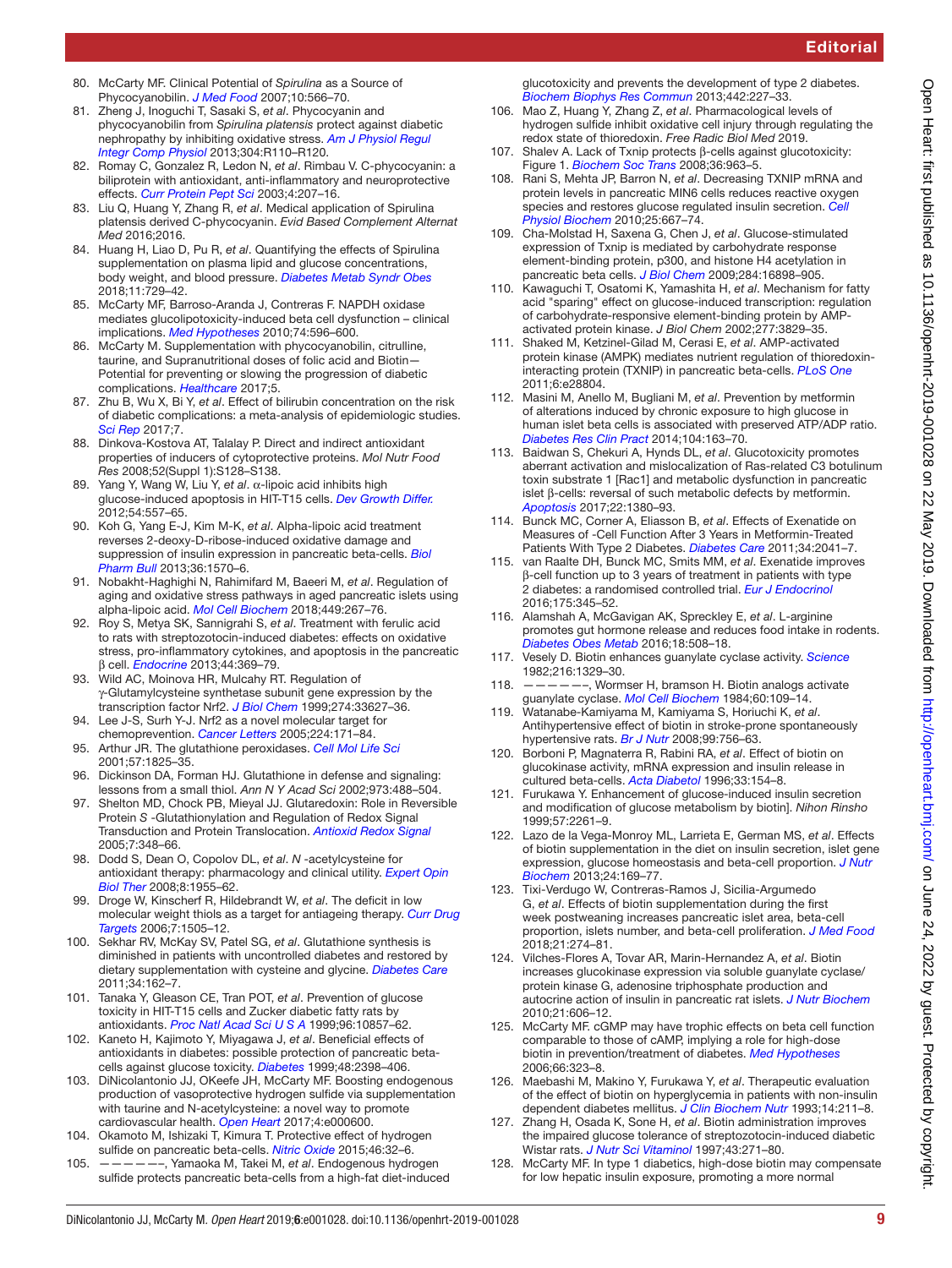80. McCarty MF. Clinical Potential of *Spirulina* as a Source of Phycocyanobilin. *J Med Food* 2007;10:566–70.
81. Zheng J, Inoguchi T, Sasaki S, *et al*. Phycocyanin and phycocyanobilin from *Spirulina platensis* protect against diabetic nephropathy by inhibiting oxidative stress. *Am J Physiol Regul Integr Comp Physiol* 2013;304:R110–R120.
82. Romay C, Gonzalez R, Ledon N, *et al*. Rimbau V. C-phycocyanin: a biliprotein with antioxidant, anti-inflammatory and neuroprotective effects. *Curr Protein Pept Sci* 2003;4:207–16.
83. Liu Q, Huang Y, Zhang R, *et al*. Medical application of Spirulina platensis derived C-phycocyanin. *Evid Based Complement Alternat Med* 2016;2016.
84. Huang H, Liao D, Pu R, *et al*. Quantifying the effects of Spirulina supplementation on plasma lipid and glucose concentrations, body weight, and blood pressure. *Diabetes Metab Syndr Obes* 2018;11:729–42.
85. McCarty MF, Barroso-Aranda J, Contreras F. NAPDH oxidase mediates glucolipotoxicity-induced beta cell dysfunction – clinical implications. *Med Hypotheses* 2010;74:596–600.
86. McCarty M. Supplementation with phycocyanobilin, citrulline, taurine, and Supranutritional doses of folic acid and Biotin—Potential for preventing or slowing the progression of diabetic complications. *Healthcare* 2017;5.
87. Zhu B, Wu X, Bi Y, *et al*. Effect of bilirubin concentration on the risk of diabetic complications: a meta-analysis of epidemiologic studies. *Sci Rep* 2017;7.
88. Dinkova-Kostova AT, Talalay P. Direct and indirect antioxidant properties of inducers of cytoprotective proteins. *Mol Nutr Food Res* 2008;52(Suppl 1):S128–S138.
89. Yang Y, Wang W, Liu Y, *et al*. α-lipoic acid inhibits high glucose-induced apoptosis in HIT-T15 cells. *Dev Growth Differ.* 2012;54:557–65.
90. Koh G, Yang E-J, Kim M-K, *et al*. Alpha-lipoic acid treatment reverses 2-deoxy-D-ribose-induced oxidative damage and suppression of insulin expression in pancreatic beta-cells. *Biol Pharm Bull* 2013;36:1570–6.
91. Nobakht-Haghighi N, Rahimifard M, Baeeri M, *et al*. Regulation of aging and oxidative stress pathways in aged pancreatic islets using alpha-lipoic acid. *Mol Cell Biochem* 2018;449:267–76.
92. Roy S, Metya SK, Sannigrahi S, *et al*. Treatment with ferulic acid to rats with streptozotocin-induced diabetes: effects on oxidative stress, pro-inflammatory cytokines, and apoptosis in the pancreatic β cell. *Endocrine* 2013;44:369–79.
93. Wild AC, Moinova HR, Mulcahy RT. Regulation of γ-Glutamylcysteine synthetase subunit gene expression by the transcription factor Nrf2. *J Biol Chem* 1999;274:33627–36.
94. Lee J-S, Surh Y-J. Nrf2 as a novel molecular target for chemoprevention. *Cancer Letters* 2005;224:171–84.
95. Arthur JR. The glutathione peroxidases. *Cell Mol Life Sci* 2001;57:1825–35.
96. Dickinson DA, Forman HJ. Glutathione in defense and signaling: lessons from a small thiol. *Ann N Y Acad Sci* 2002;973:488–504.
97. Shelton MD, Chock PB, Mieyal JJ. Glutaredoxin: Role in Reversible Protein *S* -Glutathionylation and Regulation of Redox Signal Transduction and Protein Translocation. *Antioxid Redox Signal* 2005;7:348–66.
98. Dodd S, Dean O, Copolov DL, *et al*. *N* -acetylcysteine for antioxidant therapy: pharmacology and clinical utility. *Expert Opin Biol Ther* 2008;8:1955–62.
99. Droge W, Kinscherf R, Hildebrandt W, *et al*. The deficit in low molecular weight thiols as a target for antiageing therapy. *Curr Drug Targets* 2006;7:1505–12.
100. Sekhar RV, McKay SV, Patel SG, *et al*. Glutathione synthesis is diminished in patients with uncontrolled diabetes and restored by dietary supplementation with cysteine and glycine. *Diabetes Care* 2011;34:162–7.
101. Tanaka Y, Gleason CE, Tran POT, *et al*. Prevention of glucose toxicity in HIT-T15 cells and Zucker diabetic fatty rats by antioxidants. *Proc Natl Acad Sci U S A* 1999;96:10857–62.
102. Kaneto H, Kajimoto Y, Miyagawa J, *et al*. Beneficial effects of antioxidants in diabetes: possible protection of pancreatic beta-cells against glucose toxicity. *Diabetes* 1999;48:2398–406.
103. DiNicolantonio JJ, OKeefe JH, McCarty MF. Boosting endogenous production of vasoprotective hydrogen sulfide via supplementation with taurine and N-acetylcysteine: a novel way to promote cardiovascular health. *Open Heart* 2017;4:e000600.
104. Okamoto M, Ishizaki T, Kimura T. Protective effect of hydrogen sulfide on pancreatic beta-cells. *Nitric Oxide* 2015;46:32–6.
105. ———–, Yamaoka M, Takei M, *et al*. Endogenous hydrogen sulfide protects pancreatic beta-cells from a high-fat diet-induced glucotoxicity and prevents the development of type 2 diabetes. *Biochem Biophys Res Commun* 2013;442:227–33.
106. Mao Z, Huang Y, Zhang Z, *et al*. Pharmacological levels of hydrogen sulfide inhibit oxidative cell injury through regulating the redox state of thioredoxin. *Free Radic Biol Med* 2019.
107. Shalev A. Lack of Txnip protects β-cells against glucotoxicity: Figure 1. *Biochem Soc Trans* 2008;36:963–5.
108. Rani S, Mehta JP, Barron N, *et al*. Decreasing TXNIP mRNA and protein levels in pancreatic MIN6 cells reduces reactive oxygen species and restores glucose regulated insulin secretion. *Cell Physiol Biochem* 2010;25:667–74.
109. Cha-Molstad H, Saxena G, Chen J, *et al*. Glucose-stimulated expression of Txnip is mediated by carbohydrate response element-binding protein, p300, and histone H4 acetylation in pancreatic beta cells. *J Biol Chem* 2009;284:16898–905.
110. Kawaguchi T, Osatomi K, Yamashita H, *et al*. Mechanism for fatty acid "sparing" effect on glucose-induced transcription: regulation of carbohydrate-responsive element-binding protein by AMP-activated protein kinase. *J Biol Chem* 2002;277:3829–35.
111. Shaked M, Ketzinel-Gilad M, Cerasi E, *et al*. AMP-activated protein kinase (AMPK) mediates nutrient regulation of thioredoxin-interacting protein (TXNIP) in pancreatic beta-cells. *PLoS One* 2011;6:e28804.
112. Masini M, Anello M, Bugliani M, *et al*. Prevention by metformin of alterations induced by chronic exposure to high glucose in human islet beta cells is associated with preserved ATP/ADP ratio. *Diabetes Res Clin Pract* 2014;104:163–70.
113. Baidwan S, Chekuri A, Hynds DL, *et al*. Glucotoxicity promotes aberrant activation and mislocalization of Ras-related C3 botulinum toxin substrate 1 [Rac1] and metabolic dysfunction in pancreatic islet β-cells: reversal of such metabolic defects by metformin. *Apoptosis* 2017;22:1380–93.
114. Bunck MC, Corner A, Eliasson B, *et al*. Effects of Exenatide on Measures of -Cell Function After 3 Years in Metformin-Treated Patients With Type 2 Diabetes. *Diabetes Care* 2011;34:2041–7.
115. van Raalte DH, Bunck MC, Smits MM, *et al*. Exenatide improves β-cell function up to 3 years of treatment in patients with type 2 diabetes: a randomised controlled trial. *Eur J Endocrinol* 2016;175:345–52.
116. Alamshah A, McGavigan AK, Spreckley E, *et al*. L-arginine promotes gut hormone release and reduces food intake in rodents. *Diabetes Obes Metab* 2016;18:508–18.
117. Vesely D. Biotin enhances guanylate cyclase activity. *Science* 1982;216:1329–30.
118. ———–, Wormser H, bramson H. Biotin analogs activate guanylate cyclase. *Mol Cell Biochem* 1984;60:109–14.
119. Watanabe-Kamiyama M, Kamiyama S, Horiuchi K, *et al*. Antihypertensive effect of biotin in stroke-prone spontaneously hypertensive rats. *Br J Nutr* 2008;99:756–63.
120. Borboni P, Magnaterra R, Rabini RA, *et al*. Effect of biotin on glucokinase activity, mRNA expression and insulin release in cultured beta-cells. *Acta Diabetol* 1996;33:154–8.
121. Furukawa Y. Enhancement of glucose-induced insulin secretion and modification of glucose metabolism by biotin]. *Nihon Rinsho* 1999;57:2261–9.
122. Lazo de la Vega-Monroy ML, Larrieta E, German MS, *et al*. Effects of biotin supplementation in the diet on insulin secretion, islet gene expression, glucose homeostasis and beta-cell proportion. *J Nutr Biochem* 2013;24:169–77.
123. Tixi-Verdugo W, Contreras-Ramos J, Sicilia-Argumedo G, *et al*. Effects of biotin supplementation during the first week postweaning increases pancreatic islet area, beta-cell proportion, islets number, and beta-cell proliferation. *J Med Food* 2018;21:274–81.
124. Vilches-Flores A, Tovar AR, Marin-Hernandez A, *et al*. Biotin increases glucokinase expression via soluble guanylate cyclase/protein kinase G, adenosine triphosphate production and autocrine action of insulin in pancreatic rat islets. *J Nutr Biochem* 2010;21:606–12.
125. McCarty MF. cGMP may have trophic effects on beta cell function comparable to those of cAMP, implying a role for high-dose biotin in prevention/treatment of diabetes. *Med Hypotheses* 2006;66:323–8.
126. Maebashi M, Makino Y, Furukawa Y, *et al*. Therapeutic evaluation of the effect of biotin on hyperglycemia in patients with non-insulin dependent diabetes mellitus. *J Clin Biochem Nutr* 1993;14:211–8.
127. Zhang H, Osada K, Sone H, *et al*. Biotin administration improves the impaired glucose tolerance of streptozotocin-induced diabetic Wistar rats. *J Nutr Sci Vitaminol* 1997;43:271–80.
128. McCarty MF. In type 1 diabetics, high-dose biotin may compensate for low hepatic insulin exposure, promoting a more normal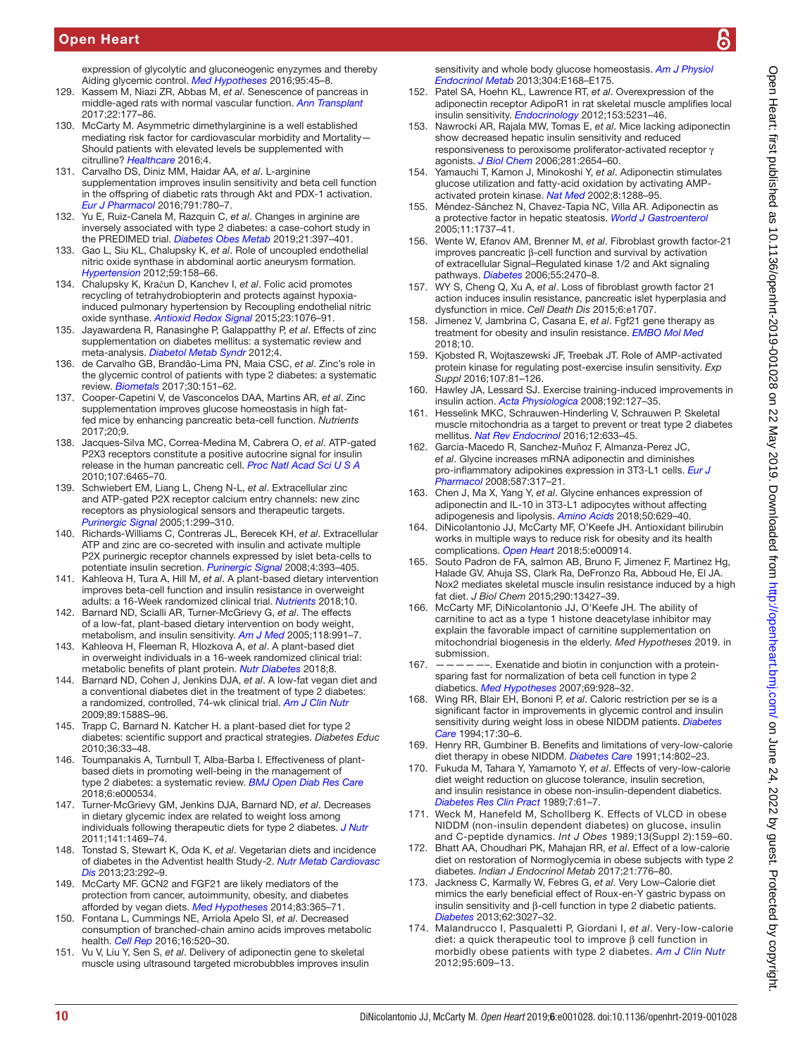expression of glycolytic and gluconeogenic enzymes and thereby aiding glycemic control. *Med Hypotheses* 2016;95:45–8.

129. Kassem M, Niazi ZR, Abbas M, *et al*. Senescence of pancreas in middle-aged rats with normal vascular function. *Ann Transplant* 2017;22:177–86.
130. McCarty M. Asymmetric dimethylarginine is a well established mediating risk factor for cardiovascular morbidity and Mortality—Should patients with elevated levels be supplemented with citrulline? *Healthcare* 2016;4.
131. Carvalho DS, Diniz MM, Haidar AA, *et al*. L-arginine supplementation improves insulin sensitivity and beta cell function in the offspring of diabetic rats through Akt and PDX-1 activation. *Eur J Pharmacol* 2016;791:780–7.
132. Yu E, Ruiz-Canela M, Razquin C, *et al*. Changes in arginine are inversely associated with type 2 diabetes: a case-cohort study in the PREDIMED trial. *Diabetes Obes Metab* 2019;21:397–401.
133. Gao L, Siu KL, Chalupsky K, *et al*. Role of uncoupled endothelial nitric oxide synthase in abdominal aortic aneurysm formation. *Hypertension* 2012;59:158–66.
134. Chalupsky K, Kračun D, Kanchev I, *et al*. Folic acid promotes recycling of tetrahydrobiopterin and protects against hypoxia-induced pulmonary hypertension by Recoupling endothelial nitric oxide synthase. *Antioxid Redox Signal* 2015;23:1076–91.
135. Jayawardena R, Ranasinghe P, Galappatthy P, *et al*. Effects of zinc supplementation on diabetes mellitus: a systematic review and meta-analysis. *Diabetol Metab Syndr* 2012;4.
136. de Carvalho GB, Brandão-Lima PN, Maia CSC, *et al*. Zinc's role in the glycemic control of patients with type 2 diabetes: a systematic review. *Biometals* 2017;30:151–62.
137. Cooper-Capetini V, de Vasconcelos DAA, Martins AR, *et al*. Zinc supplementation improves glucose homeostasis in high fat-fed mice by enhancing pancreatic beta-cell function. *Nutrients* 2017;20:9.
138. Jacques-Silva MC, Correa-Medina M, Cabrera O, *et al*. ATP-gated P2X3 receptors constitute a positive autocrine signal for insulin release in the human pancreatic cell. *Proc Natl Acad Sci U S A* 2010;107:6465–70.
139. Schwiebert EM, Liang L, Cheng N-L, *et al*. Extracellular zinc and ATP-gated P2X receptor calcium entry channels: new zinc receptors as physiological sensors and therapeutic targets. *Purinergic Signal* 2005;1:299–310.
140. Richards-Williams C, Contreras JL, Berecek KH, *et al*. Extracellular ATP and zinc are co-secreted with insulin and activate multiple P2X purinergic receptor channels expressed by islet beta-cells to potentiate insulin secretion. *Purinergic Signal* 2008;4:393–405.
141. Kahleova H, Tura A, Hill M, *et al*. A plant-based dietary intervention improves beta-cell function and insulin resistance in overweight adults: a 16-Week randomized clinical trial. *Nutrients* 2018;10.
142. Barnard ND, Scialli AR, Turner-McGrievy G, *et al*. The effects of a low-fat, plant-based dietary intervention on body weight, metabolism, and insulin sensitivity. *Am J Med* 2005;118:991–7.
143. Kahleova H, Fleeman R, Hlozkova A, *et al*. A plant-based diet in overweight individuals in a 16-week randomized clinical trial: metabolic benefits of plant protein. *Nutr Diabetes* 2018;8.
144. Barnard ND, Cohen J, Jenkins DJA, *et al*. A low-fat vegan diet and a conventional diabetes diet in the treatment of type 2 diabetes: a randomized, controlled, 74-wk clinical trial. *Am J Clin Nutr* 2009;89:1588S–96.
145. Trapp C, Barnard N. Katcher H. a plant-based diet for type 2 diabetes: scientific support and practical strategies. *Diabetes Educ* 2010;36:33–48.
146. Toumpanakis A, Turnbull T, Alba-Barba I. Effectiveness of plant-based diets in promoting well-being in the management of type 2 diabetes: a systematic review. *BMJ Open Diab Res Care* 2018;6:e000534.
147. Turner-McGrievy GM, Jenkins DJA, Barnard ND, *et al*. Decreases in dietary glycemic index are related to weight loss among individuals following therapeutic diets for type 2 diabetes. *J Nutr* 2011;141:1469–74.
148. Tonstad S, Stewart K, Oda K, *et al*. Vegetarian diets and incidence of diabetes in the Adventist health Study-2. *Nutr Metab Cardiovasc Dis* 2013;23:292–9.
149. McCarty MF. GCN2 and FGF21 are likely mediators of the protection from cancer, autoimmunity, obesity, and diabetes afforded by vegan diets. *Med Hypotheses* 2014;83:365–71.
150. Fontana L, Cummings NE, Arriola Apelo SI, *et al*. Decreased consumption of branched-chain amino acids improves metabolic health. *Cell Rep* 2016;16:520–30.
151. Vu V, Liu Y, Sen S, *et al*. Delivery of adiponectin gene to skeletal muscle using ultrasound targeted microbubbles improves insulin sensitivity and whole body glucose homeostasis. *Am J Physiol Endocrinol Metab* 2013;304:E168–E175.
152. Patel SA, Hoehn KL, Lawrence RT, *et al*. Overexpression of the adiponectin receptor AdipoR1 in rat skeletal muscle amplifies local insulin sensitivity. *Endocrinology* 2012;153:5231–46.
153. Nawrocki AR, Rajala MW, Tomas E, *et al*. Mice lacking adiponectin show decreased hepatic insulin sensitivity and reduced responsiveness to peroxisome proliferator-activated receptor γ agonists. *J Biol Chem* 2006;281:2654–60.
154. Yamauchi T, Kamon J, Minokoshi Y, *et al*. Adiponectin stimulates glucose utilization and fatty-acid oxidation by activating AMP-activated protein kinase. *Nat Med* 2002;8:1288–95.
155. Méndez-Sánchez N, Chavez-Tapia NC, Villa AR. Adiponectin as a protective factor in hepatic steatosis. *World J Gastroenterol* 2005;11:1737–41.
156. Wente W, Efanov AM, Brenner M, *et al*. Fibroblast growth factor-21 improves pancreatic β-cell function and survival by activation of extracellular Signal–Regulated kinase 1/2 and Akt signaling pathways. *Diabetes* 2006;55:2470–8.
157. WY S, Cheng Q, Xu A, *et al*. Loss of fibroblast growth factor 21 action induces insulin resistance, pancreatic islet hyperplasia and dysfunction in mice. *Cell Death Dis* 2015;6:e1707.
158. Jimenez V, Jambrina C, Casana E, *et al*. Fgf21 gene therapy as treatment for obesity and insulin resistance. *EMBO Mol Med* 2018;10.
159. Kjobsted R, Wojtaszewski JF, Treebak JT. Role of AMP-activated protein kinase for regulating post-exercise insulin sensitivity. *Exp Suppl* 2016;107:81–126.
160. Hawley JA, Lessard SJ. Exercise training-induced improvements in insulin action. *Acta Physiologica* 2008;192:127–35.
161. Hesselink MKC, Schrauwen-Hinderling V, Schrauwen P. Skeletal muscle mitochondria as a target to prevent or treat type 2 diabetes mellitus. *Nat Rev Endocrinol* 2016;12:633–45.
162. Garcia-Macedo R, Sanchez-Muñoz F, Almanza-Perez JC, *et al*. Glycine increases mRNA adiponectin and diminishes pro-inflammatory adipokines expression in 3T3-L1 cells. *Eur J Pharmacol* 2008;587:317–21.
163. Chen J, Ma X, Yang Y, *et al*. Glycine enhances expression of adiponectin and IL-10 in 3T3-L1 adipocytes without affecting adipogenesis and lipolysis. *Amino Acids* 2018;50:629–40.
164. DiNicolantonio JJ, McCarty MF, O'Keefe JH. Antioxidant bilirubin works in multiple ways to reduce risk for obesity and its health complications. *Open Heart* 2018;5:e000914.
165. Souto Padron de FA, salmon AB, Bruno F, Jimenez F, Martinez Hg, Halade GV, Ahuja SS, Clark Ra, DeFronzo Ra, Abboud He, El JA. Nox2 mediates skeletal muscle insulin resistance induced by a high fat diet. *J Biol Chem* 2015;290:13427–39.
166. McCarty MF, DiNicolantonio JJ, O'Keefe JH. The ability of carnitine to act as a type 1 histone deacetylase inhibitor may explain the favorable impact of carnitine supplementation on mitochondrial biogenesis in the elderly. *Med Hypotheses* 2019. in submission.
167. ———. Exenatide and biotin in conjunction with a protein-sparing fast for normalization of beta cell function in type 2 diabetics. *Med Hypotheses* 2007;69:928–32.
168. Wing RR, Blair EH, Bononi P, *et al*. Caloric restriction per se is a significant factor in improvements in glycemic control and insulin sensitivity during weight loss in obese NIDDM patients. *Diabetes Care* 1994;17:30–6.
169. Henry RR, Gumbiner B. Benefits and limitations of very-low-calorie diet therapy in obese NIDDM. *Diabetes Care* 1991;14:802–23.
170. Fukuda M, Tahara Y, Yamamoto Y, *et al*. Effects of very-low-calorie diet weight reduction on glucose tolerance, insulin secretion, and insulin resistance in obese non-insulin-dependent diabetics. *Diabetes Res Clin Pract* 1989;7:61–7.
171. Weck M, Hanefeld M, Schollberg K. Effects of VLCD in obese NIDDM (non-insulin dependent diabetes) on glucose, insulin and C-peptide dynamics. *Int J Obes* 1989;13(Suppl 2):159–60.
172. Bhatt AA, Choudhari PK, Mahajan RR, *et al*. Effect of a low-calorie diet on restoration of Normoglycemia in obese subjects with type 2 diabetes. *Indian J Endocrinol Metab* 2017;21:776–80.
173. Jackness C, Karmally W, Febres G, *et al*. Very Low–Calorie diet mimics the early beneficial effect of Roux-en-Y gastric bypass on insulin sensitivity and β-cell function in type 2 diabetic patients. *Diabetes* 2013;62:3027–32.
174. Malandrucco I, Pasqualetti P, Giordani I, *et al*. Very-low-calorie diet: a quick therapeutic tool to improve β cell function in morbidly obese patients with type 2 diabetes. *Am J Clin Nutr* 2012;95:609–13.